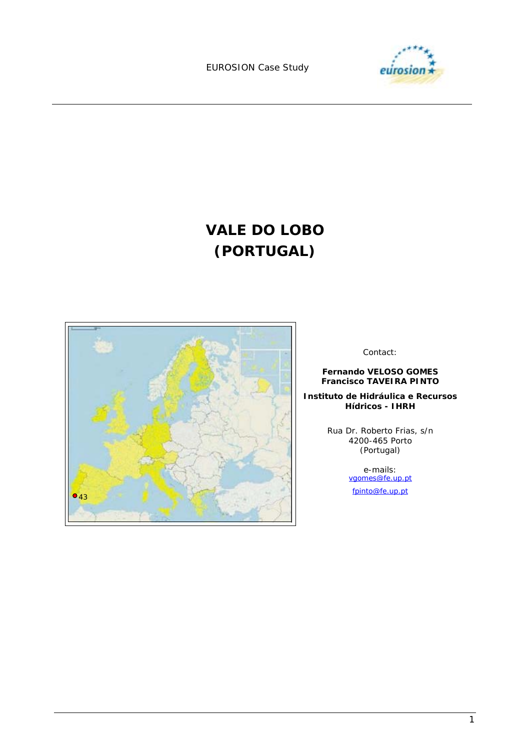EUROSION Case Study

# VALE DO LOBO (PORTUGAL)

Contact:

**Fernando VELOSO GOMES**
**Francisco TAVEIRA PINTO**

**Instituto de Hidráulica e Recursos Hídricos - IHRH**

Rua Dr. Roberto Frias, s/n
4200-465 Porto
(Portugal)

e-mails:
vgomes@fe.up.pt
fpinto@fe.up.pt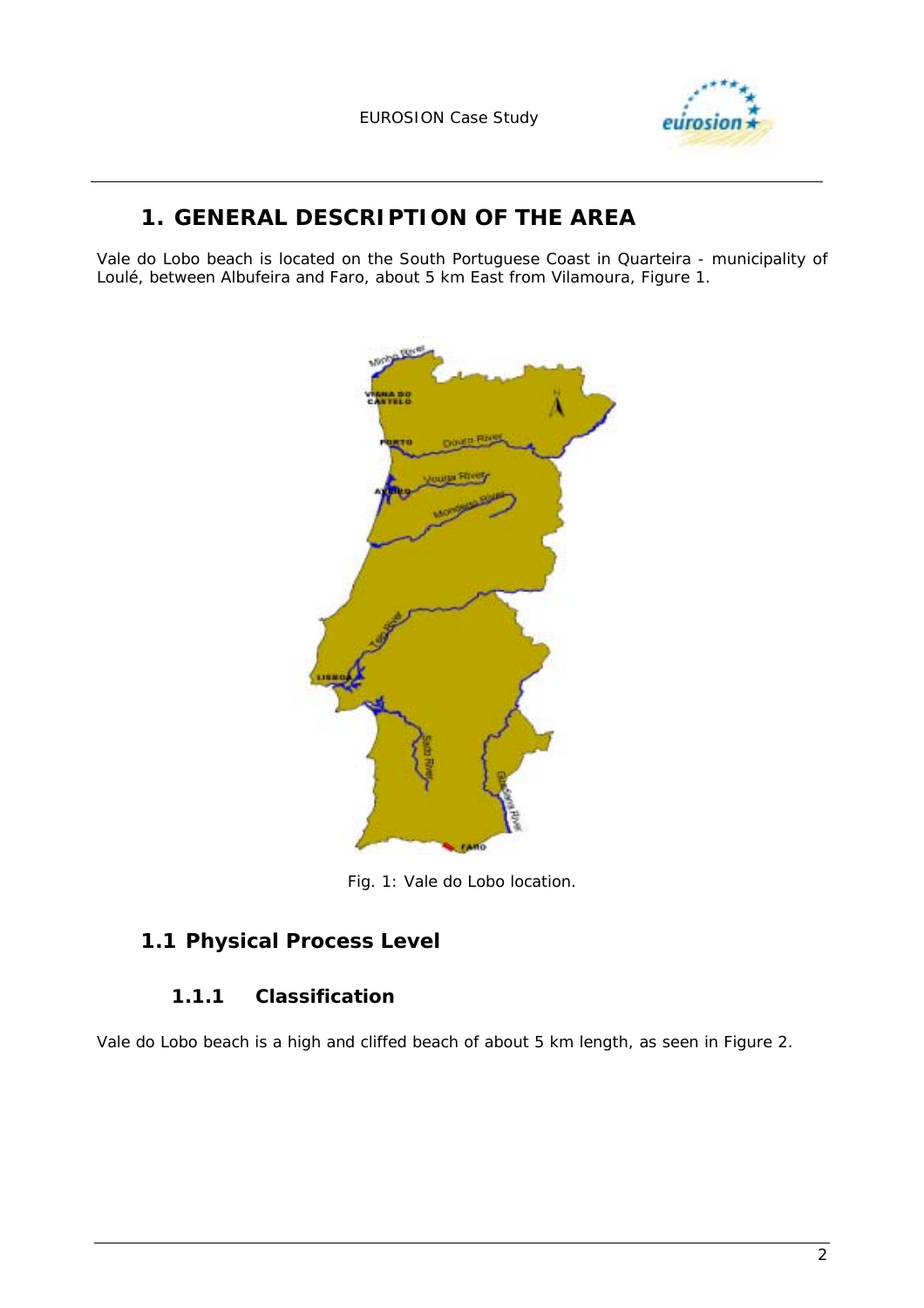# 1. GENERAL DESCRIPTION OF THE AREA

Vale do Lobo beach is located on the South Portuguese Coast in Quarteira - municipality of Loulé, between Albufeira and Faro, about 5 km East from Vilamoura, Figure 1.

Fig. 1: Vale do Lobo location.

## 1.1 Physical Process Level

### 1.1.1 Classification

Vale do Lobo beach is a high and cliffed beach of about 5 km length, as seen in Figure 2.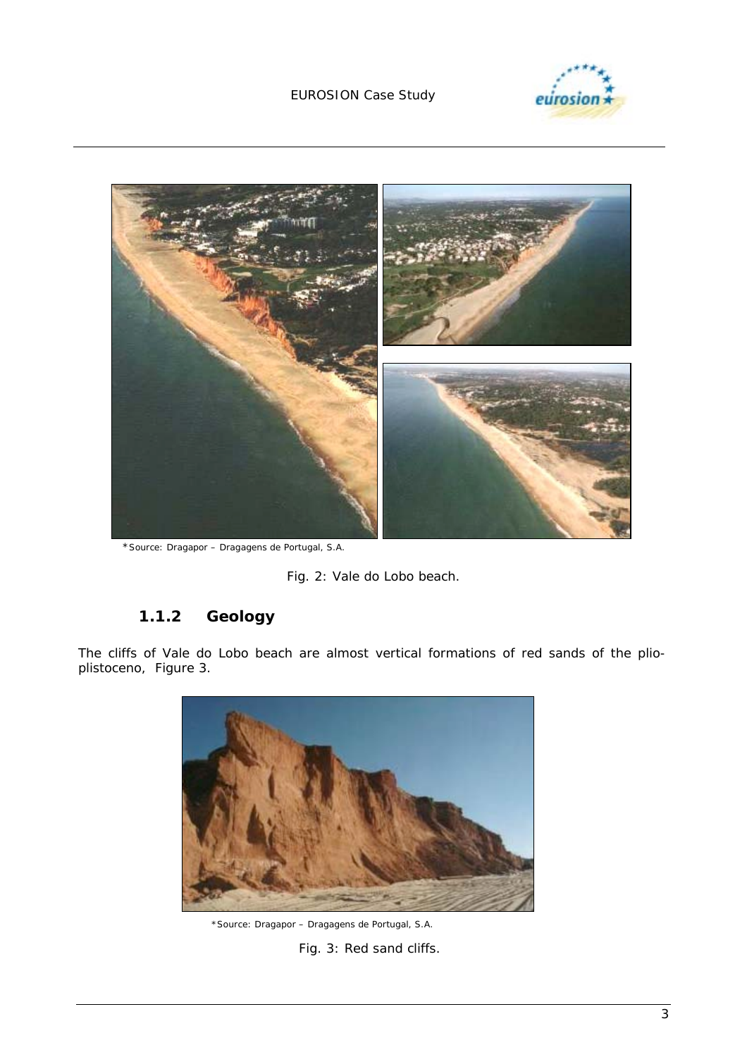*Source: Dragapor – Dragagens de Portugal, S.A.

Fig. 2: Vale do Lobo beach.

### 1.1.2 Geology

The cliffs of Vale do Lobo beach are almost vertical formations of red sands of the plio-plistoceno, Figure 3.

*Source: Dragapor – Dragagens de Portugal, S.A.

Fig. 3: Red sand cliffs.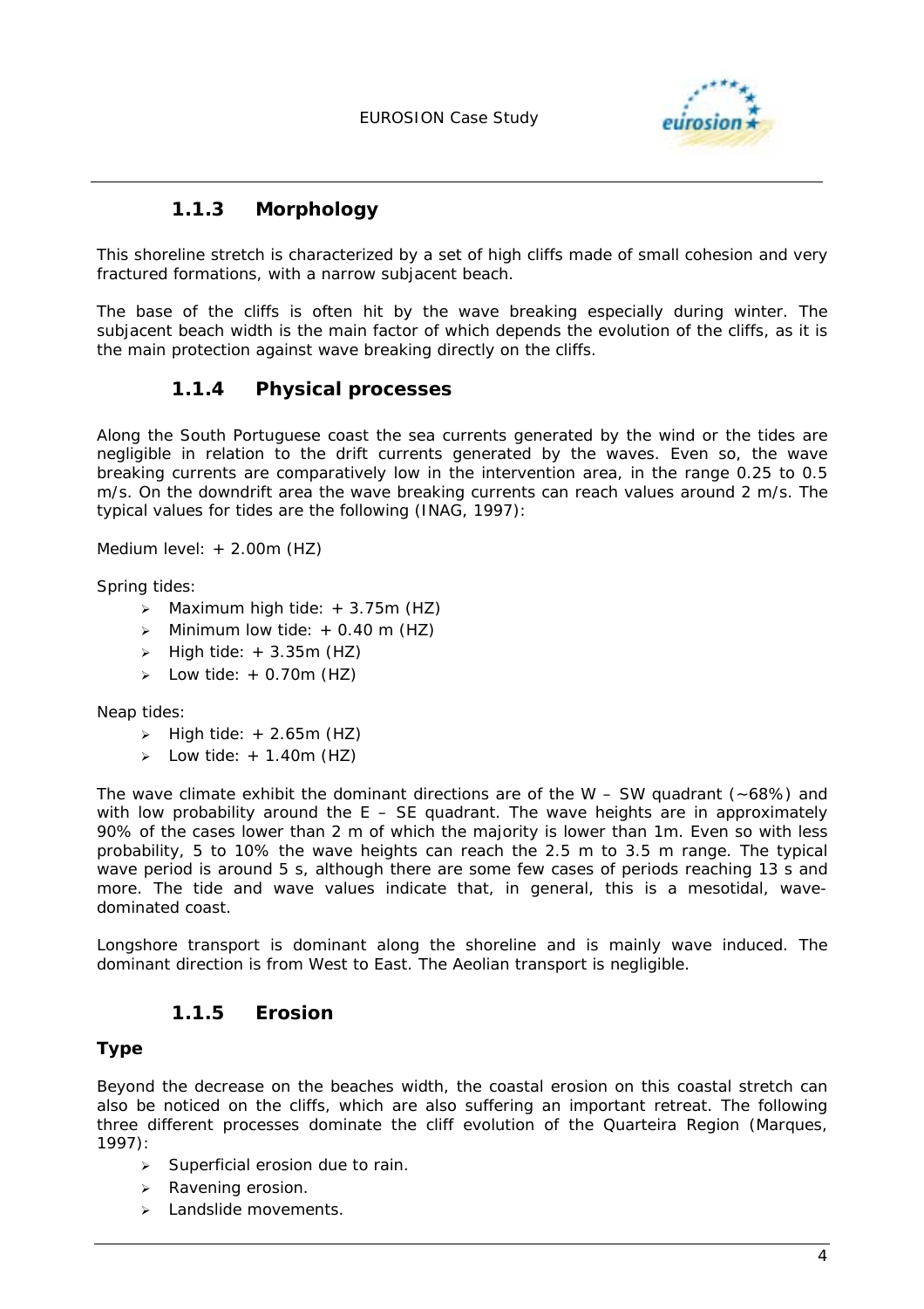### 1.1.3 Morphology

This shoreline stretch is characterized by a set of high cliffs made of small cohesion and very fractured formations, with a narrow subjacent beach.

The base of the cliffs is often hit by the wave breaking especially during winter. The subjacent beach width is the main factor of which depends the evolution of the cliffs, as it is the main protection against wave breaking directly on the cliffs.

### 1.1.4 Physical processes

Along the South Portuguese coast the sea currents generated by the wind or the tides are negligible in relation to the drift currents generated by the waves. Even so, the wave breaking currents are comparatively low in the intervention area, in the range 0.25 to 0.5 m/s. On the downdrift area the wave breaking currents can reach values around 2 m/s. The typical values for tides are the following (INAG, 1997):

Medium level: + 2.00m (HZ)

Spring tides:

- Maximum high tide: + 3.75m (HZ)
- Minimum low tide: + 0.40 m (HZ)
- High tide: + 3.35m (HZ)
- Low tide: + 0.70m (HZ)

Neap tides:

- High tide: + 2.65m (HZ)
- Low tide: + 1.40m (HZ)

The wave climate exhibit the dominant directions are of the W – SW quadrant (~68%) and with low probability around the E – SE quadrant. The wave heights are in approximately 90% of the cases lower than 2 m of which the majority is lower than 1m. Even so with less probability, 5 to 10% the wave heights can reach the 2.5 m to 3.5 m range. The typical wave period is around 5 s, although there are some few cases of periods reaching 13 s and more. The tide and wave values indicate that, in general, this is a mesotidal, wave-dominated coast.

Longshore transport is dominant along the shoreline and is mainly wave induced. The dominant direction is from West to East. The Aeolian transport is negligible.

### 1.1.5 Erosion

#### Type

Beyond the decrease on the beaches width, the coastal erosion on this coastal stretch can also be noticed on the cliffs, which are also suffering an important retreat. The following three different processes dominate the cliff evolution of the Quarteira Region (Marques, 1997):

- Superficial erosion due to rain.
- Ravening erosion.
- Landslide movements.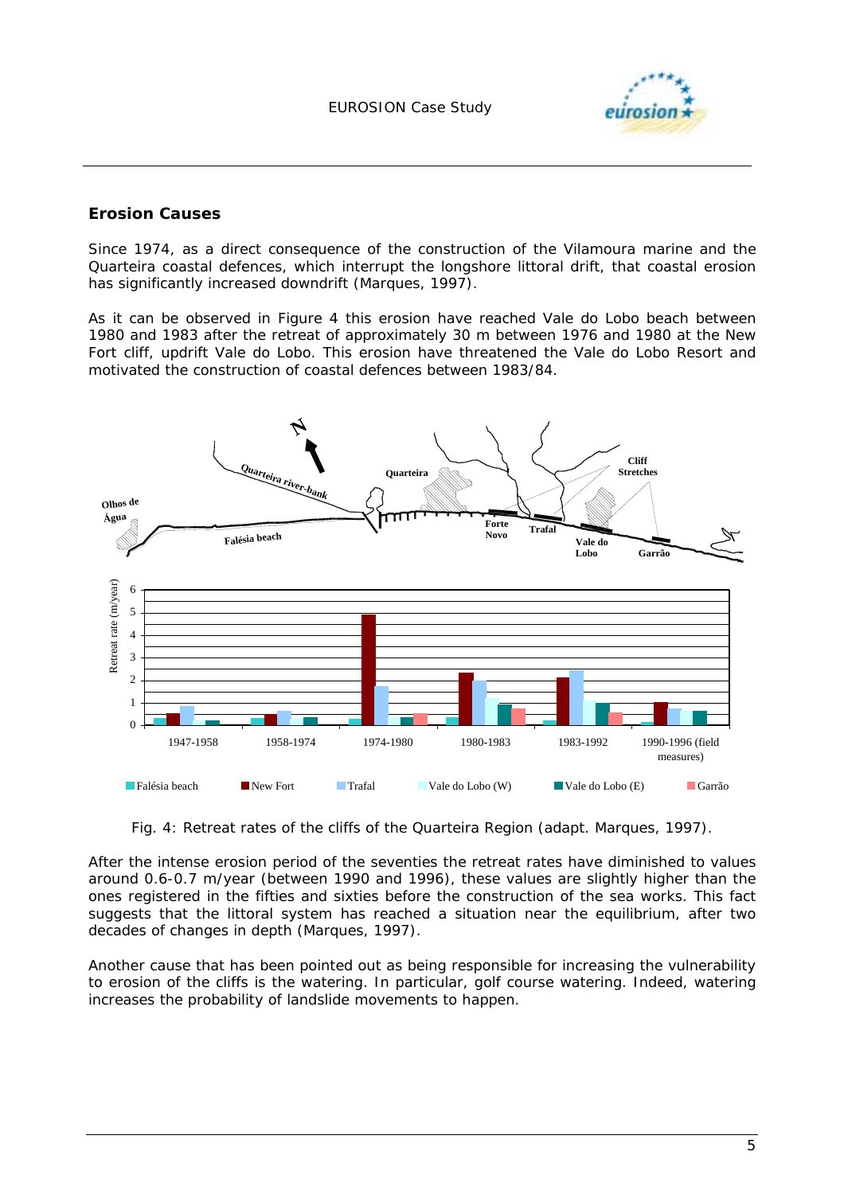## Erosion Causes

Since 1974, as a direct consequence of the construction of the Vilamoura marine and the Quarteira coastal defences, which interrupt the longshore littoral drift, that coastal erosion has significantly increased downdrift (Marques, 1997).

As it can be observed in Figure 4 this erosion have reached Vale do Lobo beach between 1980 and 1983 after the retreat of approximately 30 m between 1976 and 1980 at the New Fort cliff, updrift Vale do Lobo. This erosion have threatened the Vale do Lobo Resort and motivated the construction of coastal defences between 1983/84.

Fig. 4: Retreat rates of the cliffs of the Quarteira Region (adapt. Marques, 1997).

After the intense erosion period of the seventies the retreat rates have diminished to values around 0.6-0.7 m/year (between 1990 and 1996), these values are slightly higher than the ones registered in the fifties and sixties before the construction of the sea works. This fact suggests that the littoral system has reached a situation near the equilibrium, after two decades of changes in depth (Marques, 1997).

Another cause that has been pointed out as being responsible for increasing the vulnerability to erosion of the cliffs is the watering. In particular, golf course watering. Indeed, watering increases the probability of landslide movements to happen.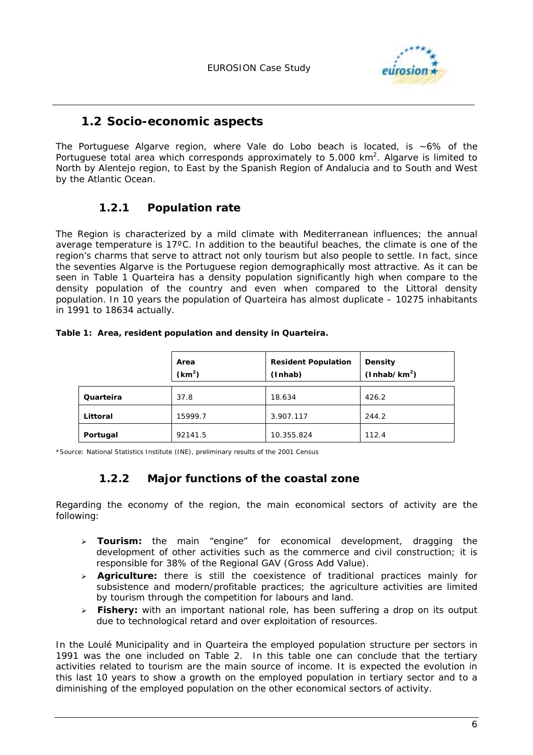## 1.2 Socio-economic aspects

The Portuguese Algarve region, where Vale do Lobo beach is located, is ~6% of the Portuguese total area which corresponds approximately to 5.000 $km^2$. Algarve is limited to North by Alentejo region, to East by the Spanish Region of Andalucia and to South and West by the Atlantic Ocean.

### 1.2.1 Population rate

The Region is characterized by a mild climate with Mediterranean influences; the annual average temperature is 17ºC. In addition to the beautiful beaches, the climate is one of the region's charms that serve to attract not only tourism but also people to settle. In fact, since the seventies Algarve is the Portuguese region demographically most attractive. As it can be seen in Table 1 Quarteira has a density population significantly high when compare to the density population of the country and even when compared to the Littoral density population. In 10 years the population of Quarteira has almost duplicate – 10275 inhabitants in 1991 to 18634 actually.

**Table 1: Area, resident population and density in Quarteira.**

| | Area ($km^2$) | Resident Population (Inhab) | Density (Inhab/$km^2$) |
|---|---|---|---|
| **Quarteira** | 37.8 | 18.634 | 426.2 |
| **Littoral** | 15999.7 | 3.907.117 | 244.2 |
| **Portugal** | 92141.5 | 10.355.824 | 112.4 |

*Source: National Statistics Institute (INE), preliminary results of the 2001 Census

### 1.2.2 Major functions of the coastal zone

Regarding the economy of the region, the main economical sectors of activity are the following:

- **Tourism:** the main "engine" for economical development, dragging the development of other activities such as the commerce and civil construction; it is responsible for 38% of the Regional GAV (Gross Add Value).
- **Agriculture:** there is still the coexistence of traditional practices mainly for subsistence and modern/profitable practices; the agriculture activities are limited by tourism through the competition for labours and land.
- **Fishery:** with an important national role, has been suffering a drop on its output due to technological retard and over exploitation of resources.

In the Loulé Municipality and in Quarteira the employed population structure per sectors in 1991 was the one included on Table 2. In this table one can conclude that the tertiary activities related to tourism are the main source of income. It is expected the evolution in this last 10 years to show a growth on the employed population in tertiary sector and to a diminishing of the employed population on the other economical sectors of activity.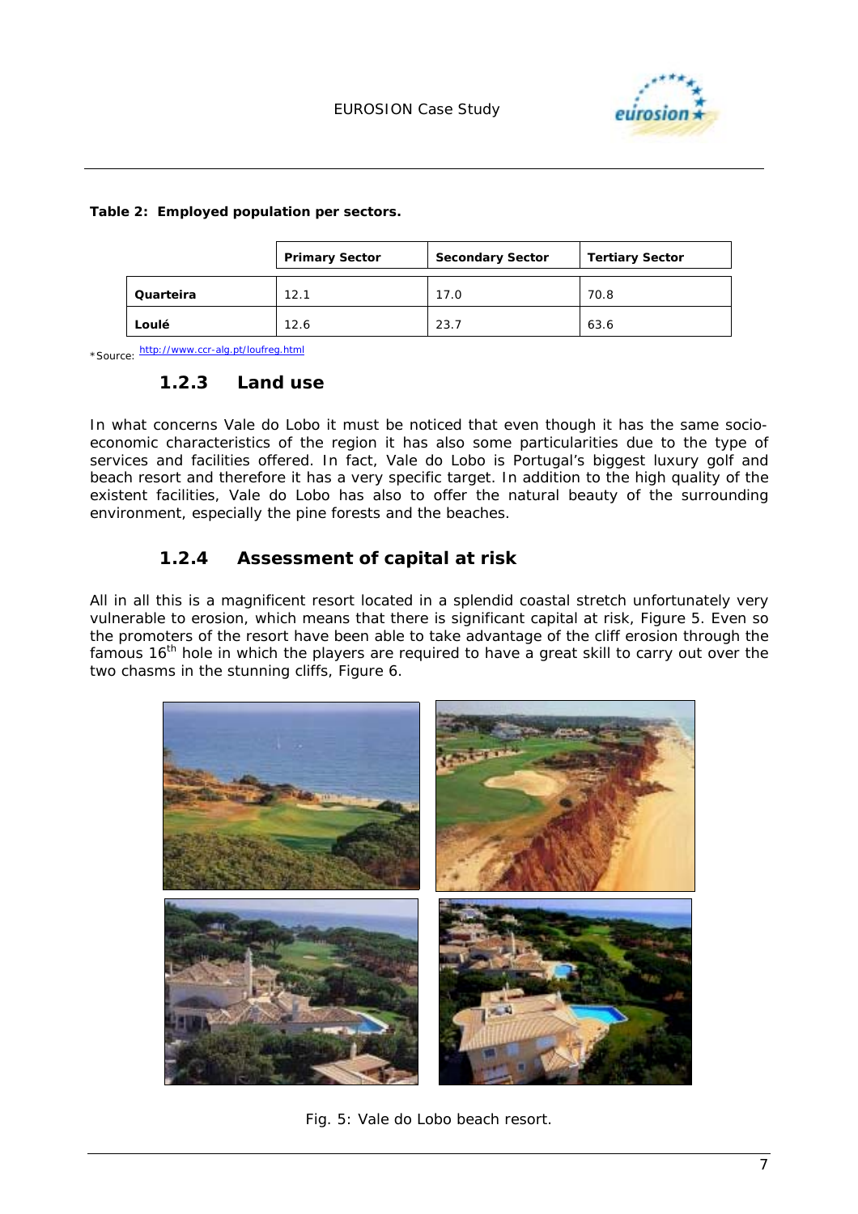**Table 2: Employed population per sectors.**

| | Primary Sector | Secondary Sector | Tertiary Sector |
|---|---|---|---|
| **Quarteira** | 12.1 | 17.0 | 70.8 |
| **Loulé** | 12.6 | 23.7 | 63.6 |

*Source: http://www.ccr-alg.pt/loufreg.html

### 1.2.3 Land use

In what concerns Vale do Lobo it must be noticed that even though it has the same socio-economic characteristics of the region it has also some particularities due to the type of services and facilities offered. In fact, Vale do Lobo is Portugal's biggest luxury golf and beach resort and therefore it has a very specific target. In addition to the high quality of the existent facilities, Vale do Lobo has also to offer the natural beauty of the surrounding environment, especially the pine forests and the beaches.

### 1.2.4 Assessment of capital at risk

All in all this is a magnificent resort located in a splendid coastal stretch unfortunately very vulnerable to erosion, which means that there is significant capital at risk, Figure 5. Even so the promoters of the resort have been able to take advantage of the cliff erosion through the famous 16th hole in which the players are required to have a great skill to carry out over the two chasms in the stunning cliffs, Figure 6.

Fig. 5: Vale do Lobo beach resort.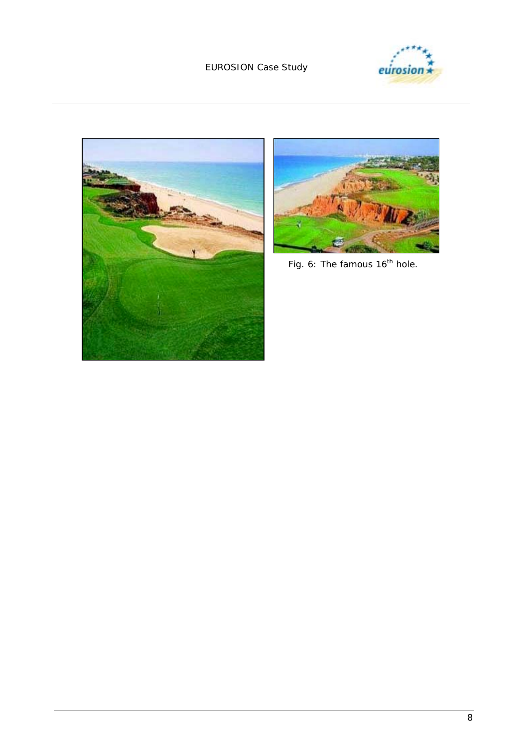Fig. 6: The famous 16th hole.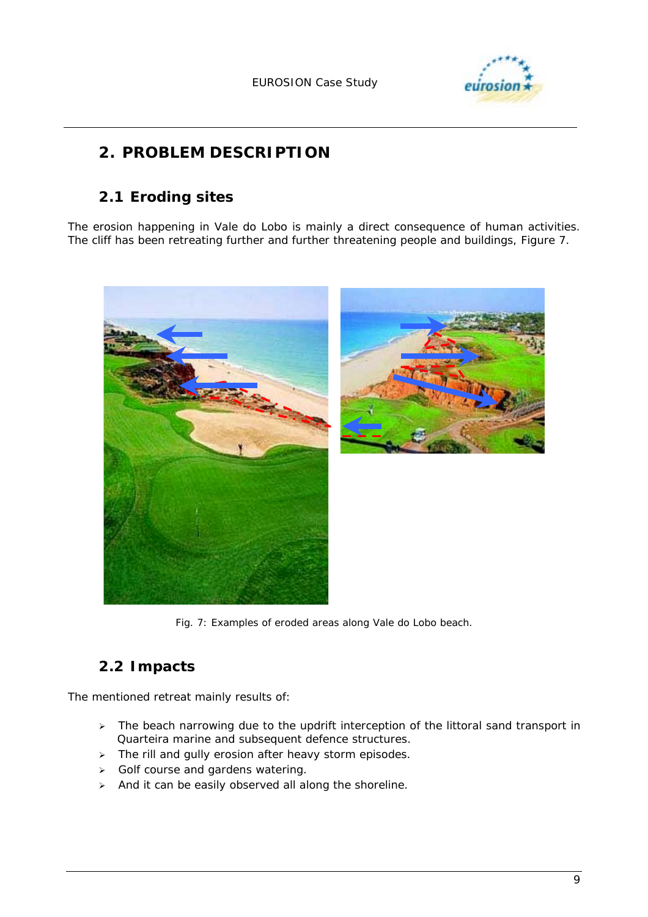# 2. PROBLEM DESCRIPTION

## 2.1 Eroding sites

The erosion happening in Vale do Lobo is mainly a direct consequence of human activities. The cliff has been retreating further and further threatening people and buildings, Figure 7.

Fig. 7: Examples of eroded areas along Vale do Lobo beach.

## 2.2 Impacts

The mentioned retreat mainly results of:

- The beach narrowing due to the updrift interception of the littoral sand transport in Quarteira marine and subsequent defence structures.
- The rill and gully erosion after heavy storm episodes.
- Golf course and gardens watering.
- And it can be easily observed all along the shoreline.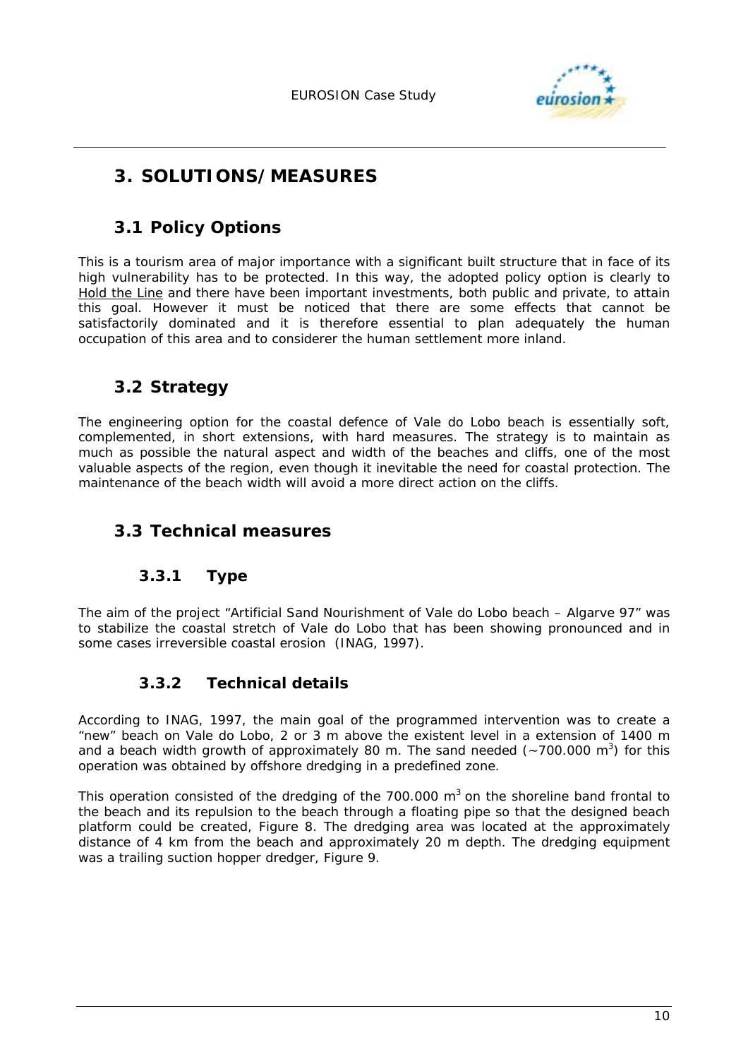# 3. SOLUTIONS/MEASURES

## 3.1 Policy Options

This is a tourism area of major importance with a significant built structure that in face of its high vulnerability has to be protected. In this way, the adopted policy option is clearly to Hold the Line and there have been important investments, both public and private, to attain this goal. However it must be noticed that there are some effects that cannot be satisfactorily dominated and it is therefore essential to plan adequately the human occupation of this area and to considerer the human settlement more inland.

## 3.2 Strategy

The engineering option for the coastal defence of Vale do Lobo beach is essentially soft, complemented, in short extensions, with hard measures. The strategy is to maintain as much as possible the natural aspect and width of the beaches and cliffs, one of the most valuable aspects of the region, even though it inevitable the need for coastal protection. The maintenance of the beach width will avoid a more direct action on the cliffs.

## 3.3 Technical measures

### 3.3.1 Type

The aim of the project "Artificial Sand Nourishment of Vale do Lobo beach – Algarve 97" was to stabilize the coastal stretch of Vale do Lobo that has been showing pronounced and in some cases irreversible coastal erosion (INAG, 1997).

### 3.3.2 Technical details

According to INAG, 1997, the main goal of the programmed intervention was to create a "new" beach on Vale do Lobo, 2 or 3 m above the existent level in a extension of 1400 m and a beach width growth of approximately 80 m. The sand needed (~700.000 $m^3$) for this operation was obtained by offshore dredging in a predefined zone.

This operation consisted of the dredging of the 700.000 $m^3$ on the shoreline band frontal to the beach and its repulsion to the beach through a floating pipe so that the designed beach platform could be created, Figure 8. The dredging area was located at the approximately distance of 4 km from the beach and approximately 20 m depth. The dredging equipment was a trailing suction hopper dredger, Figure 9.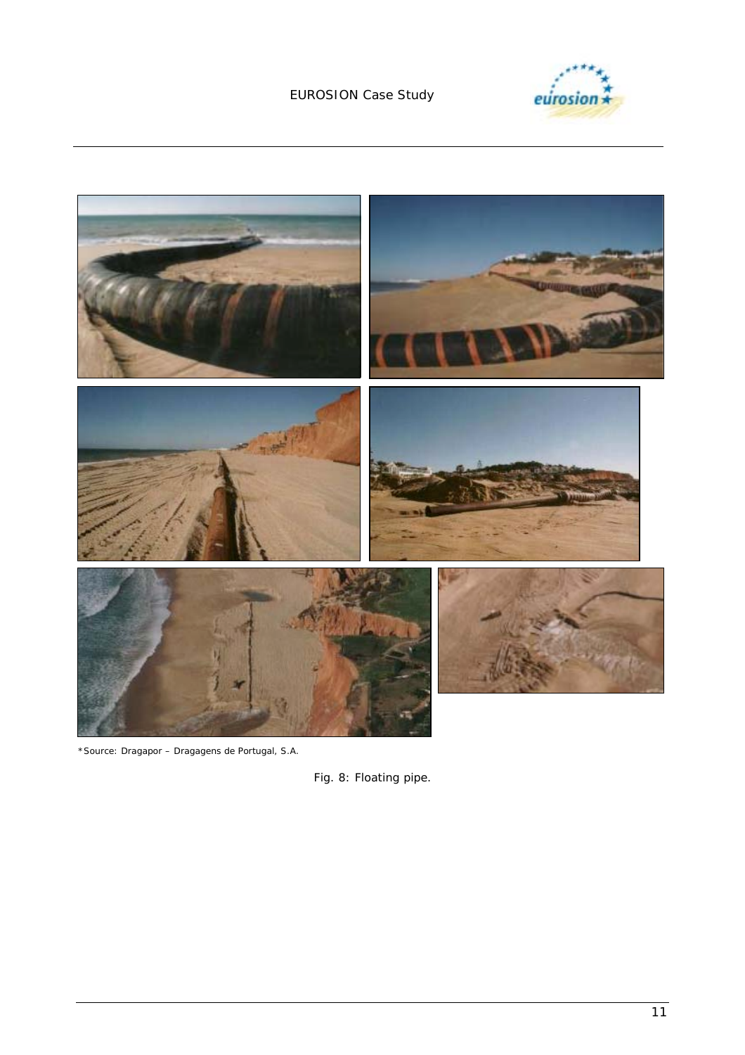*Source: Dragapor – Dragagens de Portugal, S.A.

Fig. 8: Floating pipe.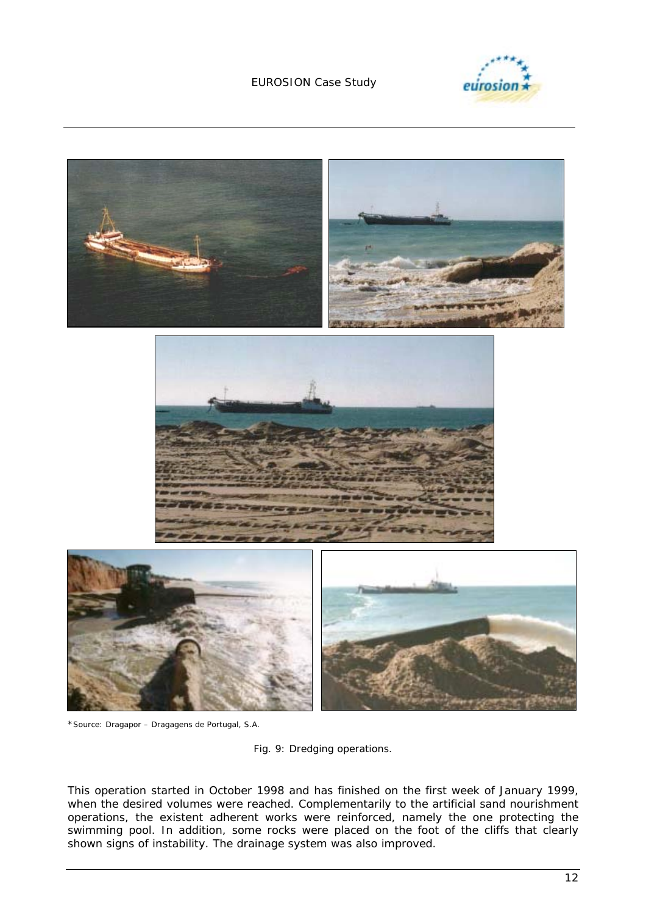*Source: Dragapor – Dragagens de Portugal, S.A.

Fig. 9: Dredging operations.

This operation started in October 1998 and has finished on the first week of January 1999, when the desired volumes were reached. Complementarily to the artificial sand nourishment operations, the existent adherent works were reinforced, namely the one protecting the swimming pool. In addition, some rocks were placed on the foot of the cliffs that clearly shown signs of instability. The drainage system was also improved.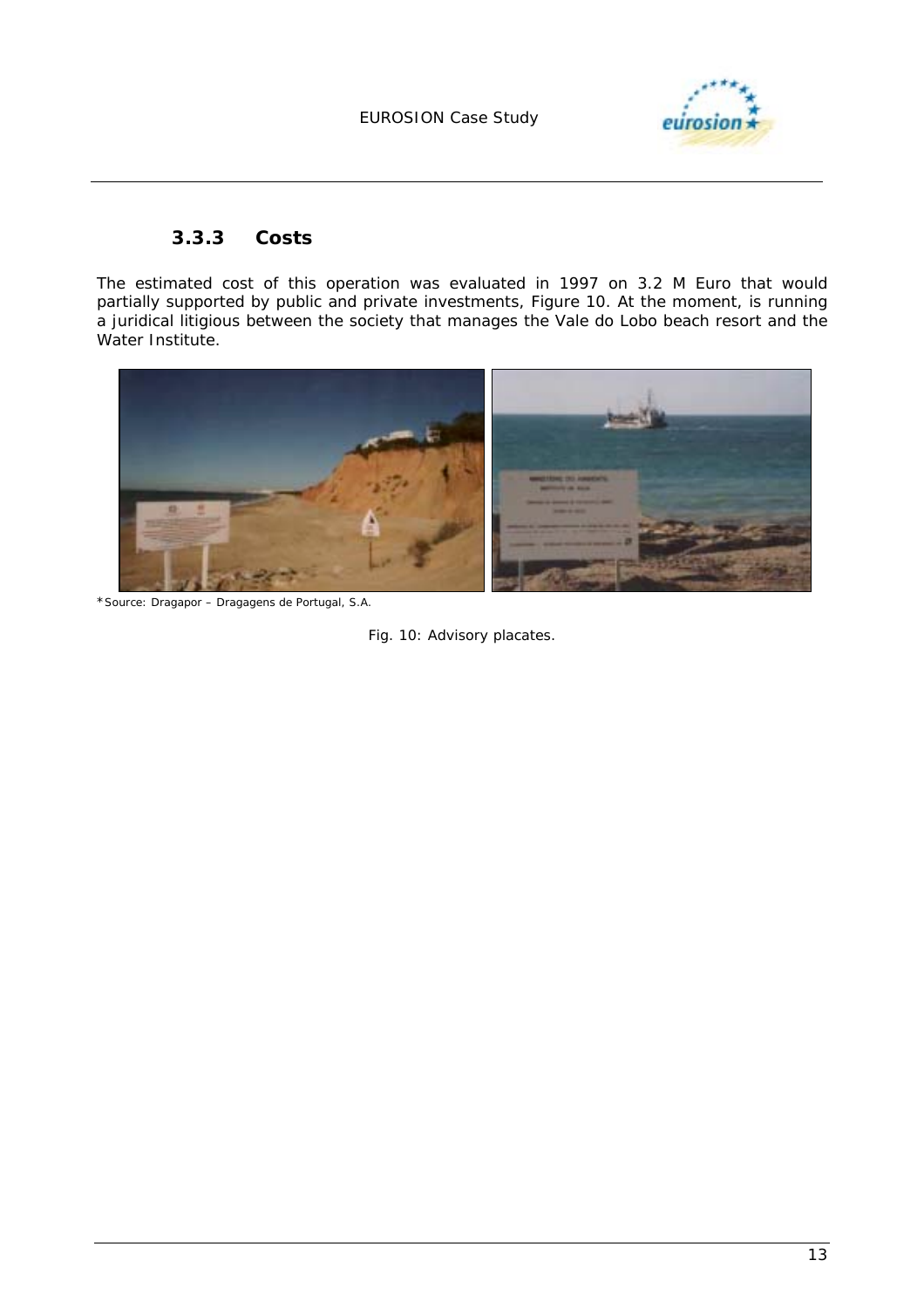### 3.3.3 Costs

The estimated cost of this operation was evaluated in 1997 on 3.2 M Euro that would partially supported by public and private investments, Figure 10. At the moment, is running a juridical litigious between the society that manages the Vale do Lobo beach resort and the Water Institute.

*Source: Dragapor – Dragagens de Portugal, S.A.

Fig. 10: Advisory placates.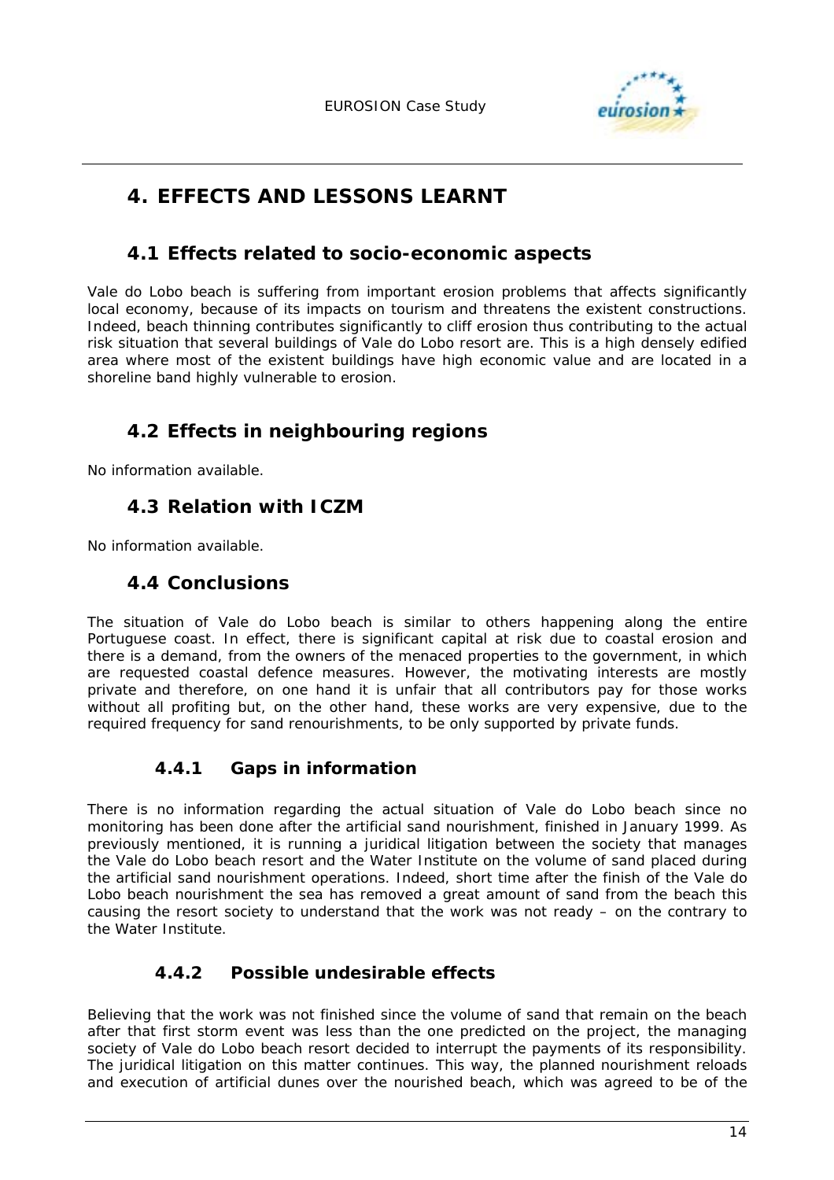# 4. EFFECTS AND LESSONS LEARNT

## 4.1 Effects related to socio-economic aspects

Vale do Lobo beach is suffering from important erosion problems that affects significantly local economy, because of its impacts on tourism and threatens the existent constructions. Indeed, beach thinning contributes significantly to cliff erosion thus contributing to the actual risk situation that several buildings of Vale do Lobo resort are. This is a high densely edified area where most of the existent buildings have high economic value and are located in a shoreline band highly vulnerable to erosion.

## 4.2 Effects in neighbouring regions

No information available.

## 4.3 Relation with ICZM

No information available.

## 4.4 Conclusions

The situation of Vale do Lobo beach is similar to others happening along the entire Portuguese coast. In effect, there is significant capital at risk due to coastal erosion and there is a demand, from the owners of the menaced properties to the government, in which are requested coastal defence measures. However, the motivating interests are mostly private and therefore, on one hand it is unfair that all contributors pay for those works without all profiting but, on the other hand, these works are very expensive, due to the required frequency for sand renourishments, to be only supported by private funds.

### 4.4.1 Gaps in information

There is no information regarding the actual situation of Vale do Lobo beach since no monitoring has been done after the artificial sand nourishment, finished in January 1999. As previously mentioned, it is running a juridical litigation between the society that manages the Vale do Lobo beach resort and the Water Institute on the volume of sand placed during the artificial sand nourishment operations. Indeed, short time after the finish of the Vale do Lobo beach nourishment the sea has removed a great amount of sand from the beach this causing the resort society to understand that the work was not ready – on the contrary to the Water Institute.

### 4.4.2 Possible undesirable effects

Believing that the work was not finished since the volume of sand that remain on the beach after that first storm event was less than the one predicted on the project, the managing society of Vale do Lobo beach resort decided to interrupt the payments of its responsibility. The juridical litigation on this matter continues. This way, the planned nourishment reloads and execution of artificial dunes over the nourished beach, which was agreed to be of the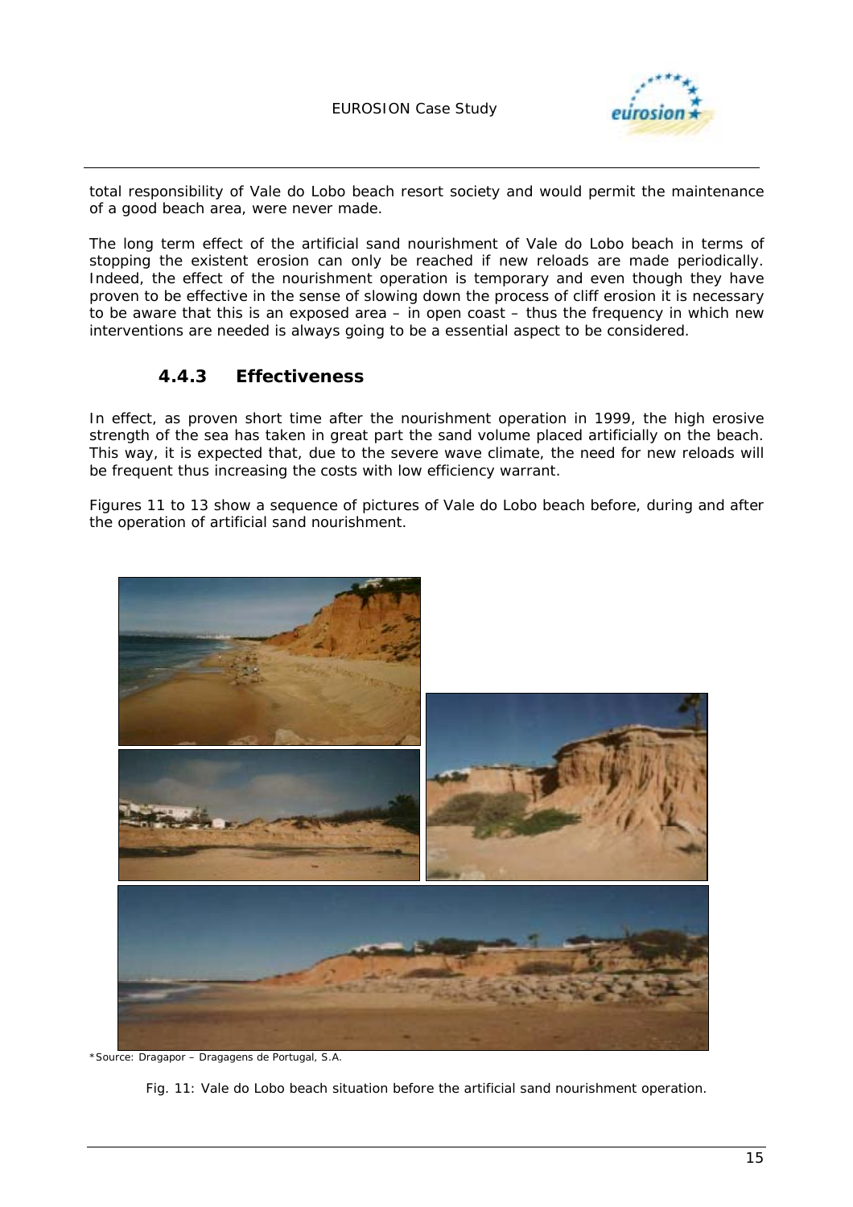total responsibility of Vale do Lobo beach resort society and would permit the maintenance of a good beach area, were never made.

The long term effect of the artificial sand nourishment of Vale do Lobo beach in terms of stopping the existent erosion can only be reached if new reloads are made periodically. Indeed, the effect of the nourishment operation is temporary and even though they have proven to be effective in the sense of slowing down the process of cliff erosion it is necessary to be aware that this is an exposed area – in open coast – thus the frequency in which new interventions are needed is always going to be a essential aspect to be considered.

### 4.4.3 Effectiveness

In effect, as proven short time after the nourishment operation in 1999, the high erosive strength of the sea has taken in great part the sand volume placed artificially on the beach. This way, it is expected that, due to the severe wave climate, the need for new reloads will be frequent thus increasing the costs with low efficiency warrant.

Figures 11 to 13 show a sequence of pictures of Vale do Lobo beach before, during and after the operation of artificial sand nourishment.

*Source: Dragapor – Dragagens de Portugal, S.A.

Fig. 11: Vale do Lobo beach situation before the artificial sand nourishment operation.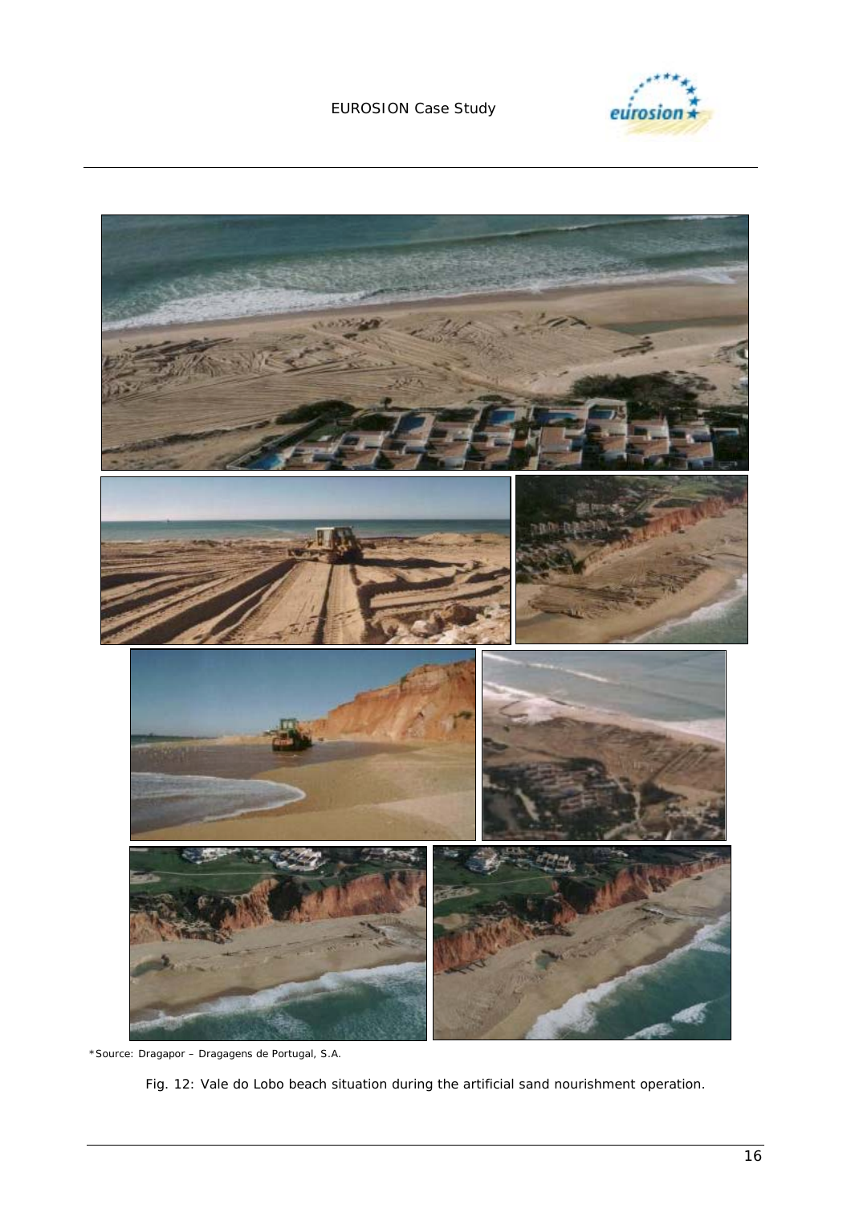*Source: Dragapor – Dragagens de Portugal, S.A.

Fig. 12: Vale do Lobo beach situation during the artificial sand nourishment operation.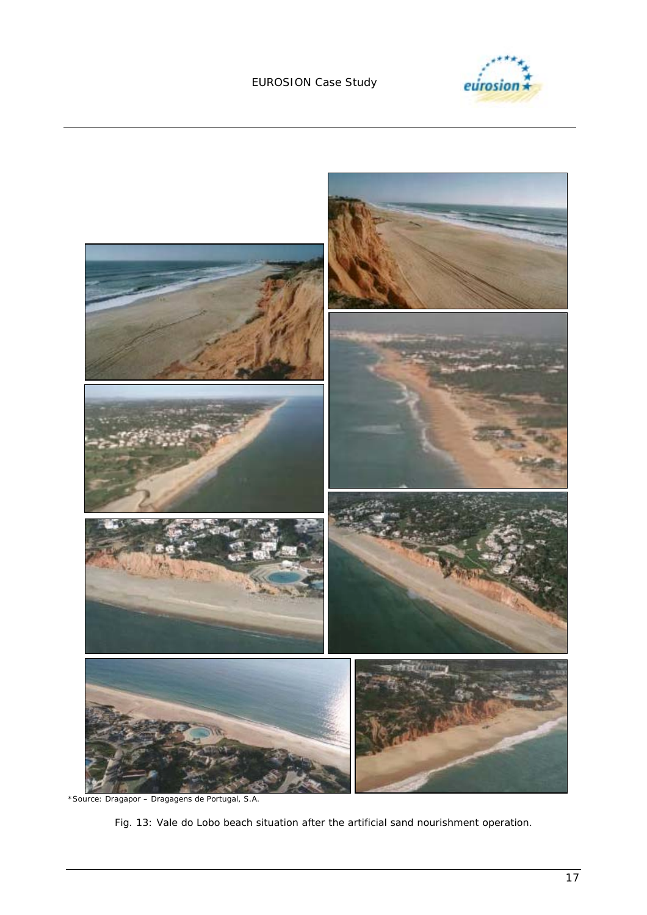*Source: Dragapor – Dragagens de Portugal, S.A.

Fig. 13: Vale do Lobo beach situation after the artificial sand nourishment operation.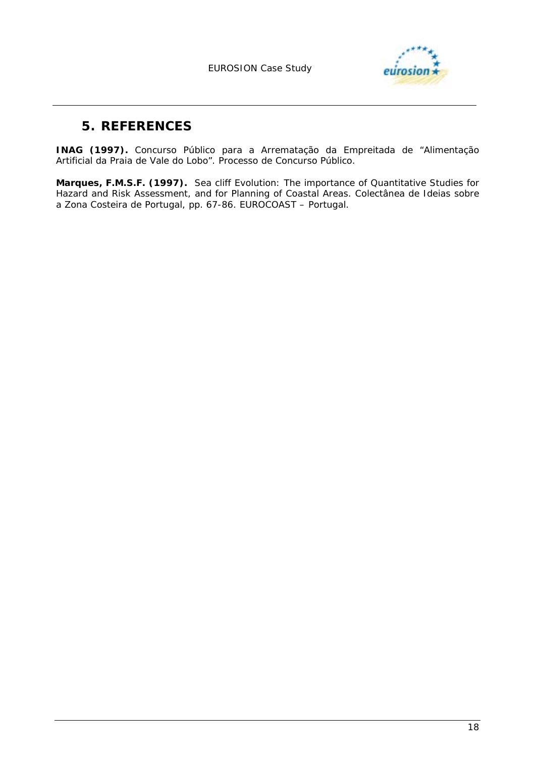## 5. REFERENCES

**INAG (1997).** *Concurso Público para a Arrematação da Empreitada de "Alimentação Artificial da Praia de Vale do Lobo". Processo de Concurso Público.*

**Marques, F.M.S.F. (1997).** Sea cliff Evolution: The importance of Quantitative Studies for Hazard and Risk Assessment, and for Planning of Coastal Areas. *Colectânea de Ideias sobre a Zona Costeira de Portugal*, pp. 67-86. EUROCOAST – Portugal.